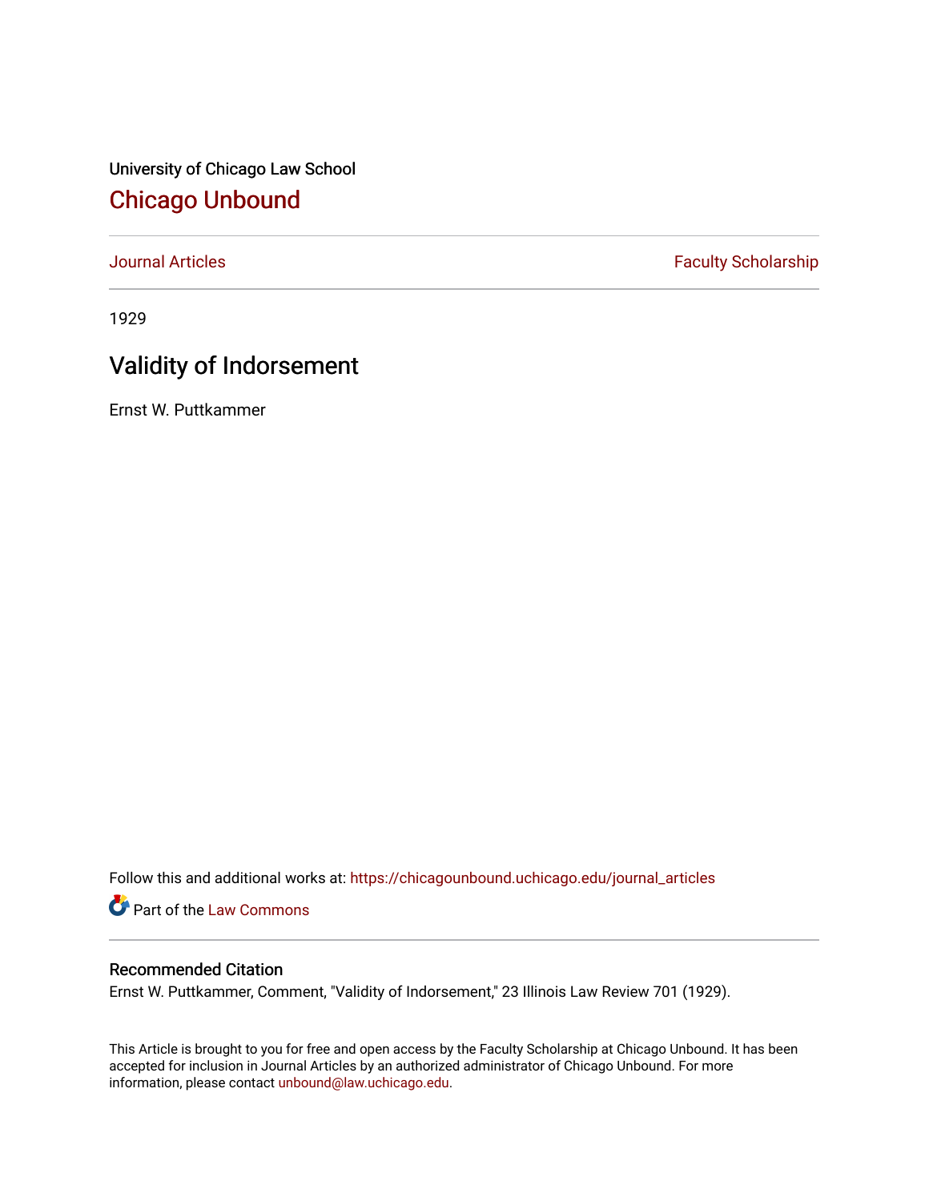University of Chicago Law School

## Chicago Unbound

Journal Articles | Faculty Scholarship

1929

# Validity of Indorsement

Ernst W. Puttkammer

Follow this and additional works at: https://chicagounbound.uchicago.edu/journal_articles

Part of the Law Commons

### Recommended Citation

Ernst W. Puttkammer, Comment, "Validity of Indorsement," 23 Illinois Law Review 701 (1929).

This Article is brought to you for free and open access by the Faculty Scholarship at Chicago Unbound. It has been accepted for inclusion in Journal Articles by an authorized administrator of Chicago Unbound. For more information, please contact unbound@law.uchicago.edu.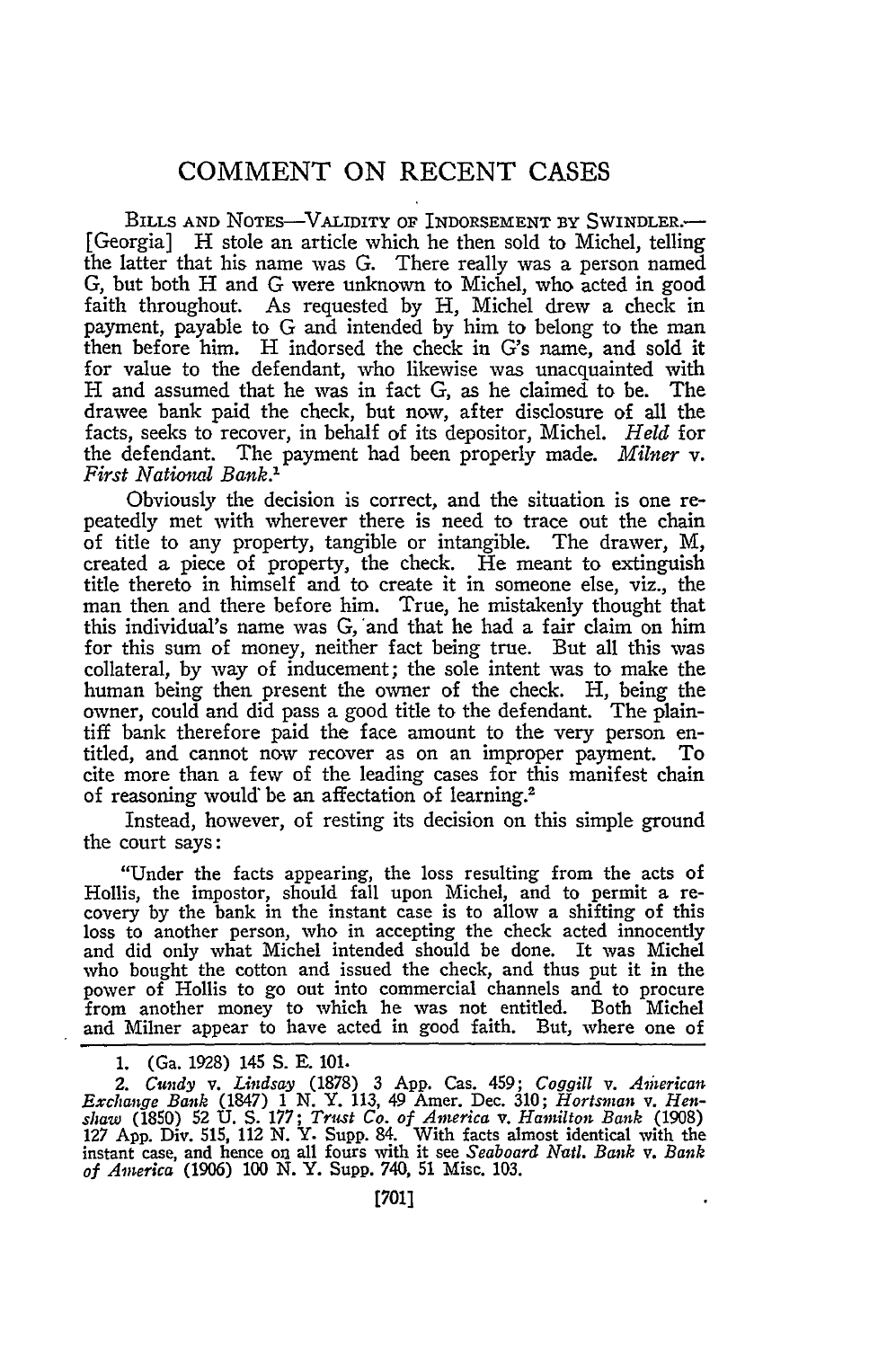# COMMENT ON RECENT CASES

BILLS AND NOTES—VALIDITY OF INDORSEMENT BY SWINDLER.— [Georgia] H stole an article which he then sold to Michel, telling the latter that his name was G. There really was a person named G, but both H and G were unknown to Michel, who acted in good faith throughout. As requested by H, Michel drew a check in payment, payable to G and intended by him to belong to the man then before him. H indorsed the check in G's name, and sold it for value to the defendant, who likewise was unacquainted with H and assumed that he was in fact G, as he claimed to be. The drawee bank paid the check, but now, after disclosure of all the facts, seeks to recover, in behalf of its depositor, Michel. *Held* for the defendant. The payment had been properly made. *Milner* v. *First National Bank.*[1]

Obviously the decision is correct, and the situation is one repeatedly met with wherever there is need to trace out the chain of title to any property, tangible or intangible. The drawer, M, created a piece of property, the check. He meant to extinguish title thereto in himself and to create it in someone else, viz., the man then and there before him. True, he mistakenly thought that this individual's name was G, and that he had a fair claim on him for this sum of money, neither fact being true. But all this was collateral, by way of inducement; the sole intent was to make the human being then present the owner of the check. H, being the owner, could and did pass a good title to the defendant. The plaintiff bank therefore paid the face amount to the very person entitled, and cannot now recover as on an improper payment. To cite more than a few of the leading cases for this manifest chain of reasoning would be an affectation of learning.[2]

Instead, however, of resting its decision on this simple ground the court says:

> "Under the facts appearing, the loss resulting from the acts of Hollis, the impostor, should fall upon Michel, and to permit a recovery by the bank in the instant case is to allow a shifting of this loss to another person, who in accepting the check acted innocently and did only what Michel intended should be done. It was Michel who bought the cotton and issued the check, and thus put it in the power of Hollis to go out into commercial channels and to procure from another money to which he was not entitled. Both Michel and Milner appear to have acted in good faith. But, where one of

1. (Ga. 1928) 145 S. E. 101.

2. *Cundy* v. *Lindsay* (1878) 3 App. Cas. 459; *Coggill* v. *American Exchange Bank* (1847) 1 N. Y. 113, 49 Amer. Dec. 310; *Hortsman* v. *Henshaw* (1850) 52 U. S. 177; *Trust Co. of America* v. *Hamilton Bank* (1908) 127 App. Div. 515, 112 N. Y. Supp. 84. With facts almost identical with the instant case, and hence on all fours with it see *Seaboard Natl. Bank* v. *Bank of America* (1906) 100 N. Y. Supp. 740, 51 Misc. 103.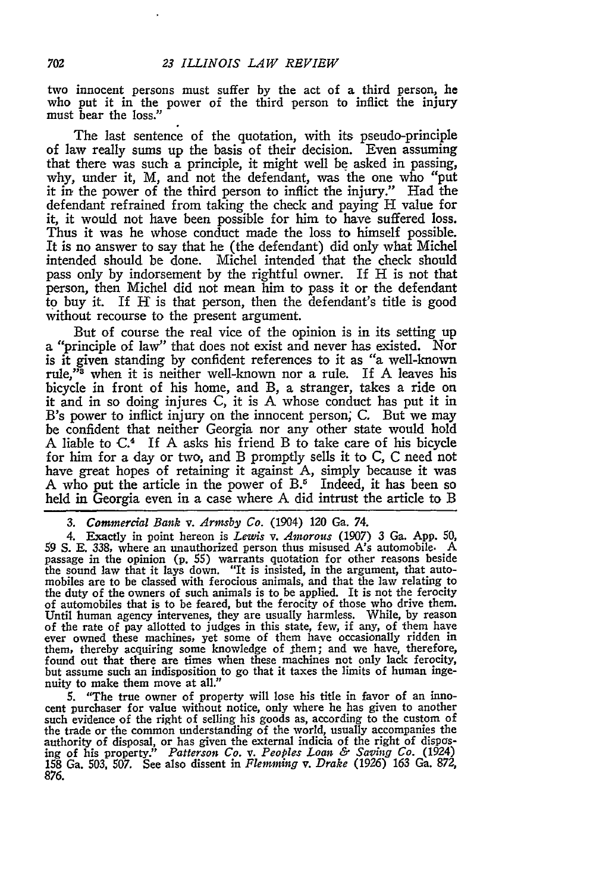two innocent persons must suffer by the act of a third person, he who put it in the power of the third person to inflict the injury must bear the loss."

The last sentence of the quotation, with its pseudo-principle of law really sums up the basis of their decision. Even assuming that there was such a principle, it might well be asked in passing, why, under it, M, and not the defendant, was the one who "put it in the power of the third person to inflict the injury." Had the defendant refrained from taking the check and paying H value for it, it would not have been possible for him to have suffered loss. Thus it was he whose conduct made the loss to himself possible. It is no answer to say that he (the defendant) did only what Michel intended should be done. Michel intended that the check should pass only by indorsement by the rightful owner. If H is not that person, then Michel did not mean him to pass it or the defendant to buy it. If H is that person, then the defendant's title is good without recourse to the present argument.

But of course the real vice of the opinion is in its setting up a "principle of law" that does not exist and never has existed. Nor is it given standing by confident references to it as "a well-known rule,"[3] when it is neither well-known nor a rule. If A leaves his bicycle in front of his home, and B, a stranger, takes a ride on it and in so doing injures C, it is A whose conduct has put it in B's power to inflict injury on the innocent person; C. But we may be confident that neither Georgia nor any other state would hold A liable to C.[4] If A asks his friend B to take care of his bicycle for him for a day or two, and B promptly sells it to C, C need not have great hopes of retaining it against A, simply because it was A who put the article in the power of B.[5] Indeed, it has been so held in Georgia even in a case where A did intrust the article to B

---

3. *Commercial Bank* v. *Armsby Co.* (1904) 120 Ga. 74.

4. Exactly in point hereon is *Lewis* v. *Amorous* (1907) 3 Ga. App. 50, 59 S. E. 338, where an unauthorized person thus misused A's automobile. A passage in the opinion (p. 55) warrants quotation for other reasons beside the sound law that it lays down. "It is insisted, in the argument, that automobiles are to be classed with ferocious animals, and that the law relating to the duty of the owners of such animals is to be applied. It is not the ferocity of automobiles that is to be feared, but the ferocity of those who drive them. Until human agency intervenes, they are usually harmless. While, by reason of the rate of pay allotted to judges in this state, few, if any, of them have ever owned these machines, yet some of them have occasionally ridden in them, thereby acquiring some knowledge of them; and we have, therefore, found out that there are times when these machines not only lack ferocity, but assume such an indisposition to go that it taxes the limits of human ingenuity to make them move at all."

5. "The true owner of property will lose his title in favor of an innocent purchaser for value without notice, only where he has given to another such evidence of the right of selling his goods as, according to the custom of the trade or the common understanding of the world, usually accompanies the authority of disposal, or has given the external indicia of the right of disposing of his property." *Patterson Co.* v. *Peoples Loan & Saving Co.* (1924) 158 Ga. 503, 507. See also dissent in *Flemming* v. *Drake* (1926) 163 Ga. 872, 876.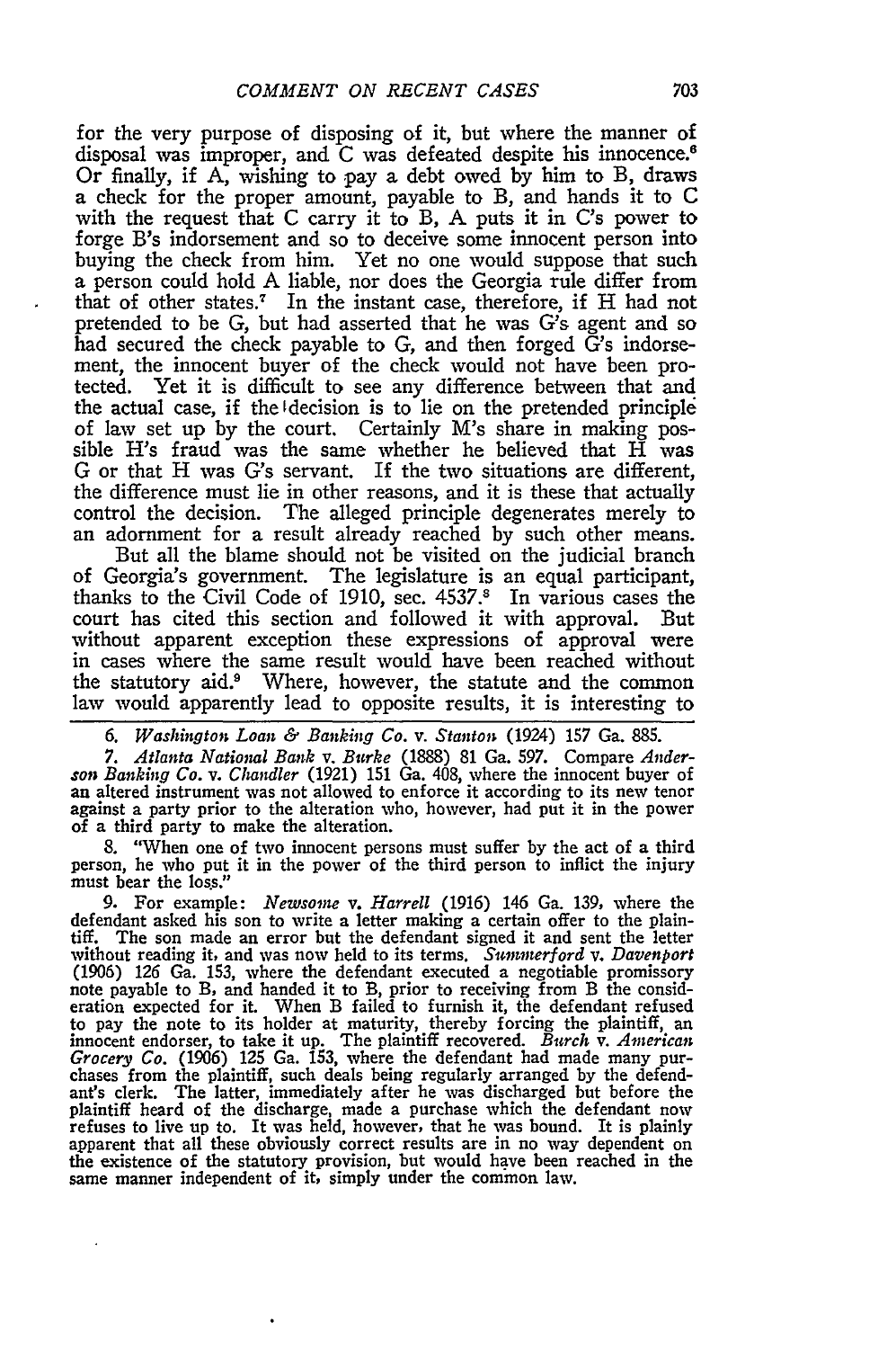for the very purpose of disposing of it, but where the manner of disposal was improper, and C was defeated despite his innocence.[6] Or finally, if A, wishing to pay a debt owed by him to B, draws a check for the proper amount, payable to B, and hands it to C with the request that C carry it to B, A puts it in C's power to forge B's indorsement and so to deceive some innocent person into buying the check from him. Yet no one would suppose that such a person could hold A liable, nor does the Georgia rule differ from that of other states.[7] In the instant case, therefore, if H had not pretended to be G, but had asserted that he was G's agent and so had secured the check payable to G, and then forged G's indorsement, the innocent buyer of the check would not have been protected. Yet it is difficult to see any difference between that and the actual case, if the decision is to lie on the pretended principle of law set up by the court. Certainly M's share in making possible H's fraud was the same whether he believed that H was G or that H was G's servant. If the two situations are different, the difference must lie in other reasons, and it is these that actually control the decision. The alleged principle degenerates merely to an adornment for a result already reached by such other means.

But all the blame should not be visited on the judicial branch of Georgia's government. The legislature is an equal participant, thanks to the Civil Code of 1910, sec. 4537.[8] In various cases the court has cited this section and followed it with approval. But without apparent exception these expressions of approval were in cases where the same result would have been reached without the statutory aid.[9] Where, however, the statute and the common law would apparently lead to opposite results, it is interesting to

---

6. *Washington Loan & Banking Co.* v. *Stanton* (1924) 157 Ga. 885.

7. *Atlanta National Bank* v. *Burke* (1888) 81 Ga. 597. Compare *Anderson Banking Co.* v. *Chandler* (1921) 151 Ga. 408, where the innocent buyer of an altered instrument was not allowed to enforce it according to its new tenor against a party prior to the alteration who, however, had put it in the power of a third party to make the alteration.

8. "When one of two innocent persons must suffer by the act of a third person, he who put it in the power of the third person to inflict the injury must bear the loss."

9. For example: *Newsome* v. *Harrell* (1916) 146 Ga. 139, where the defendant asked his son to write a letter making a certain offer to the plaintiff. The son made an error but the defendant signed it and sent the letter without reading it, and was now held to its terms. *Summerford* v. *Davenport* (1906) 126 Ga. 153, where the defendant executed a negotiable promissory note payable to B, and handed it to B, prior to receiving from B the consideration expected for it. When B failed to furnish it, the defendant refused to pay the note to its holder at maturity, thereby forcing the plaintiff, an innocent endorser, to take it up. The plaintiff recovered. *Burch* v. *American Grocery Co.* (1906) 125 Ga. 153, where the defendant had made many purchases from the plaintiff, such deals being regularly arranged by the defendant's clerk. The latter, immediately after he was discharged but before the plaintiff heard of the discharge, made a purchase which the defendant now refuses to live up to. It was held, however, that he was bound. It is plainly apparent that all these obviously correct results are in no way dependent on the existence of the statutory provision, but would have been reached in the same manner independent of it, simply under the common law.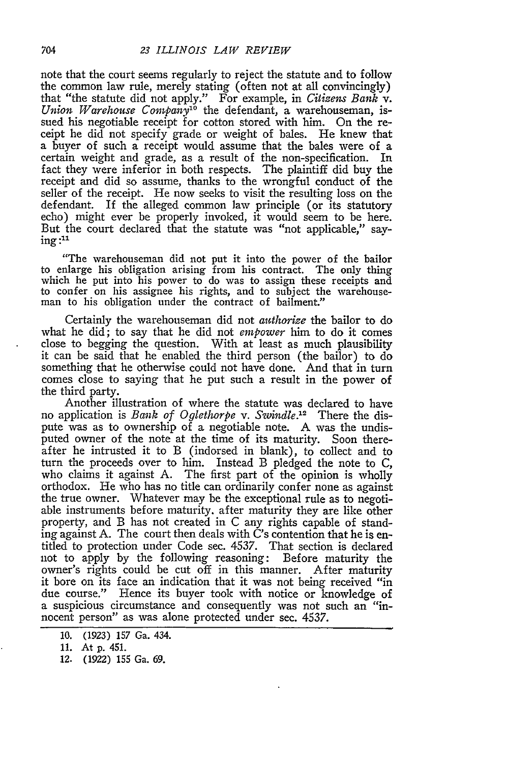note that the court seems regularly to reject the statute and to follow the common law rule, merely stating (often not at all convincingly) that "the statute did not apply." For example, in *Citizens Bank* v. *Union Warehouse Company*[10] the defendant, a warehouseman, issued his negotiable receipt for cotton stored with him. On the receipt he did not specify grade or weight of bales. He knew that a buyer of such a receipt would assume that the bales were of a certain weight and grade, as a result of the non-specification. In fact they were inferior in both respects. The plaintiff did buy the receipt and did so assume, thanks to the wrongful conduct of the seller of the receipt. He now seeks to visit the resulting loss on the defendant. If the alleged common law principle (or its statutory echo) might ever be properly invoked, it would seem to be here. But the court declared that the statute was "not applicable," saying:[11]

> "The warehouseman did not put it into the power of the bailor to enlarge his obligation arising from his contract. The only thing which he put into his power to do was to assign these receipts and to confer on his assignee his rights, and to subject the warehouseman to his obligation under the contract of bailment."

Certainly the warehouseman did not *authorize* the bailor to do what he did; to say that he did not *empower* him to do it comes close to begging the question. With at least as much plausibility it can be said that he enabled the third person (the bailor) to do something that he otherwise could not have done. And that in turn comes close to saying that he put such a result in the power of the third party.

Another illustration of where the statute was declared to have no application is *Bank of Oglethorpe* v. *Swindle*.[12] There the dispute was as to ownership of a negotiable note. A was the undisputed owner of the note at the time of its maturity. Soon thereafter he intrusted it to B (indorsed in blank), to collect and to turn the proceeds over to him. Instead B pledged the note to C, who claims it against A. The first part of the opinion is wholly orthodox. He who has no title can ordinarily confer none as against the true owner. Whatever may be the exceptional rule as to negotiable instruments before maturity, after maturity they are like other property, and B has not created in C any rights capable of standing against A. The court then deals with C's contention that he is entitled to protection under Code sec. 4537. That section is declared not to apply by the following reasoning: Before maturity the owner's rights could be cut off in this manner. After maturity it bore on its face an indication that it was not being received "in due course." Hence its buyer took with notice or knowledge of a suspicious circumstance and consequently was not such an "innocent person" as was alone protected under sec. 4537.

---

10. (1923) 157 Ga. 434.

11. At p. 451.

12. (1922) 155 Ga. 69.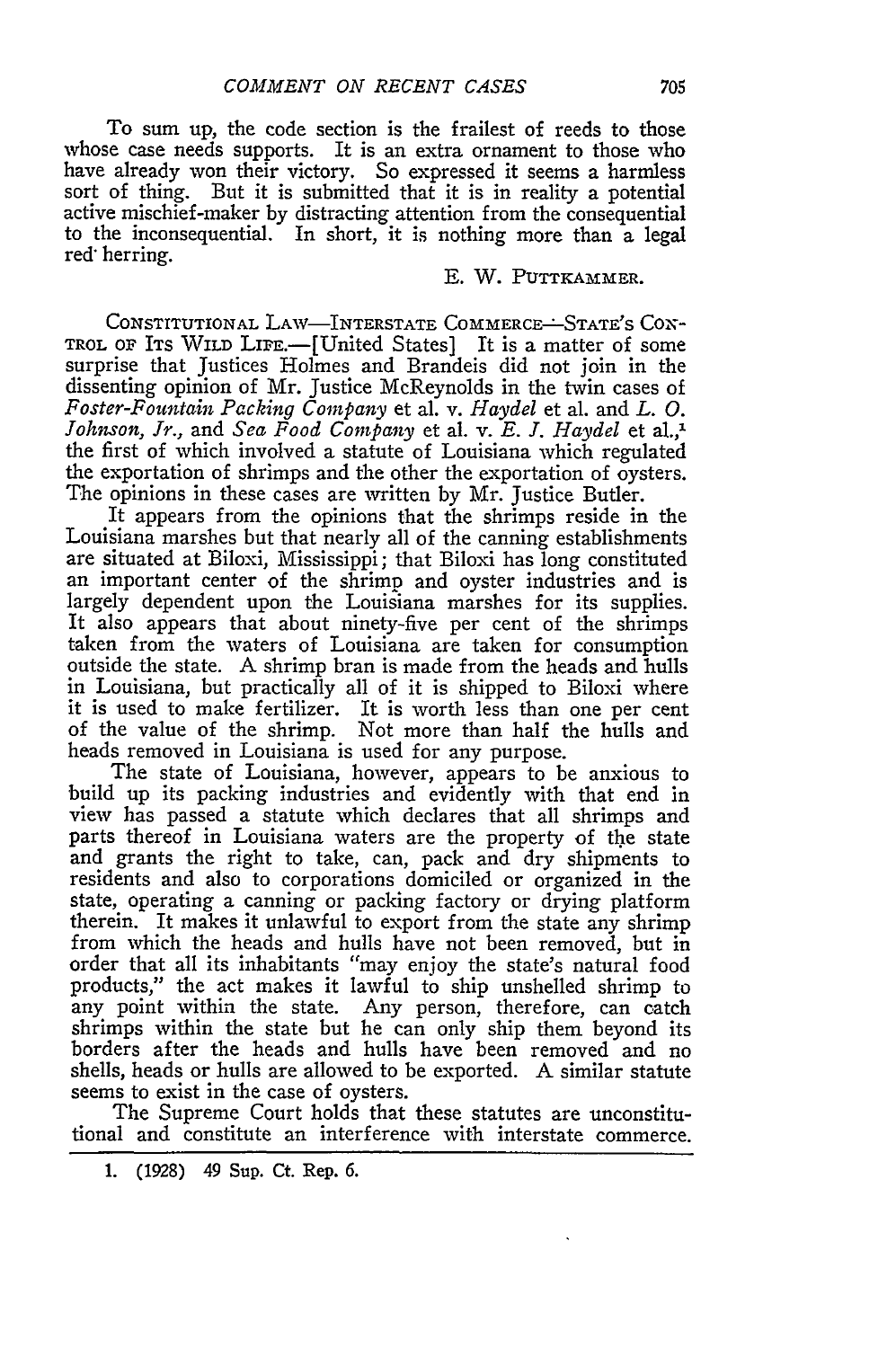To sum up, the code section is the frailest of reeds to those whose case needs supports. It is an extra ornament to those who have already won their victory. So expressed it seems a harmless sort of thing. But it is submitted that it is in reality a potential active mischief-maker by distracting attention from the consequential to the inconsequential. In short, it is nothing more than a legal red herring.

E. W. PUTTKAMMER.

CONSTITUTIONAL LAW—INTERSTATE COMMERCE—STATE'S CONTROL OF ITS WILD LIFE.—[United States] It is a matter of some surprise that Justices Holmes and Brandeis did not join in the dissenting opinion of Mr. Justice McReynolds in the twin cases of *Foster-Fountain Packing Company* et al. v. *Haydel* et al. and *L. O. Johnson, Jr.,* and *Sea Food Company* et al. v. *E. J. Haydel* et al.,[1] the first of which involved a statute of Louisiana which regulated the exportation of shrimps and the other the exportation of oysters. The opinions in these cases are written by Mr. Justice Butler.

It appears from the opinions that the shrimps reside in the Louisiana marshes but that nearly all of the canning establishments are situated at Biloxi, Mississippi; that Biloxi has long constituted an important center of the shrimp and oyster industries and is largely dependent upon the Louisiana marshes for its supplies. It also appears that about ninety-five per cent of the shrimps taken from the waters of Louisiana are taken for consumption outside the state. A shrimp bran is made from the heads and hulls in Louisiana, but practically all of it is shipped to Biloxi where it is used to make fertilizer. It is worth less than one per cent of the value of the shrimp. Not more than half the hulls and heads removed in Louisiana is used for any purpose.

The state of Louisiana, however, appears to be anxious to build up its packing industries and evidently with that end in view has passed a statute which declares that all shrimps and parts thereof in Louisiana waters are the property of the state and grants the right to take, can, pack and dry shipments to residents and also to corporations domiciled or organized in the state, operating a canning or packing factory or drying platform therein. It makes it unlawful to export from the state any shrimp from which the heads and hulls have not been removed, but in order that all its inhabitants "may enjoy the state's natural food products," the act makes it lawful to ship unshelled shrimp to any point within the state. Any person, therefore, can catch shrimps within the state but he can only ship them beyond its borders after the heads and hulls have been removed and no shells, heads or hulls are allowed to be exported. A similar statute seems to exist in the case of oysters.

The Supreme Court holds that these statutes are unconstitutional and constitute an interference with interstate commerce.

1. (1928) 49 Sup. Ct. Rep. 6.